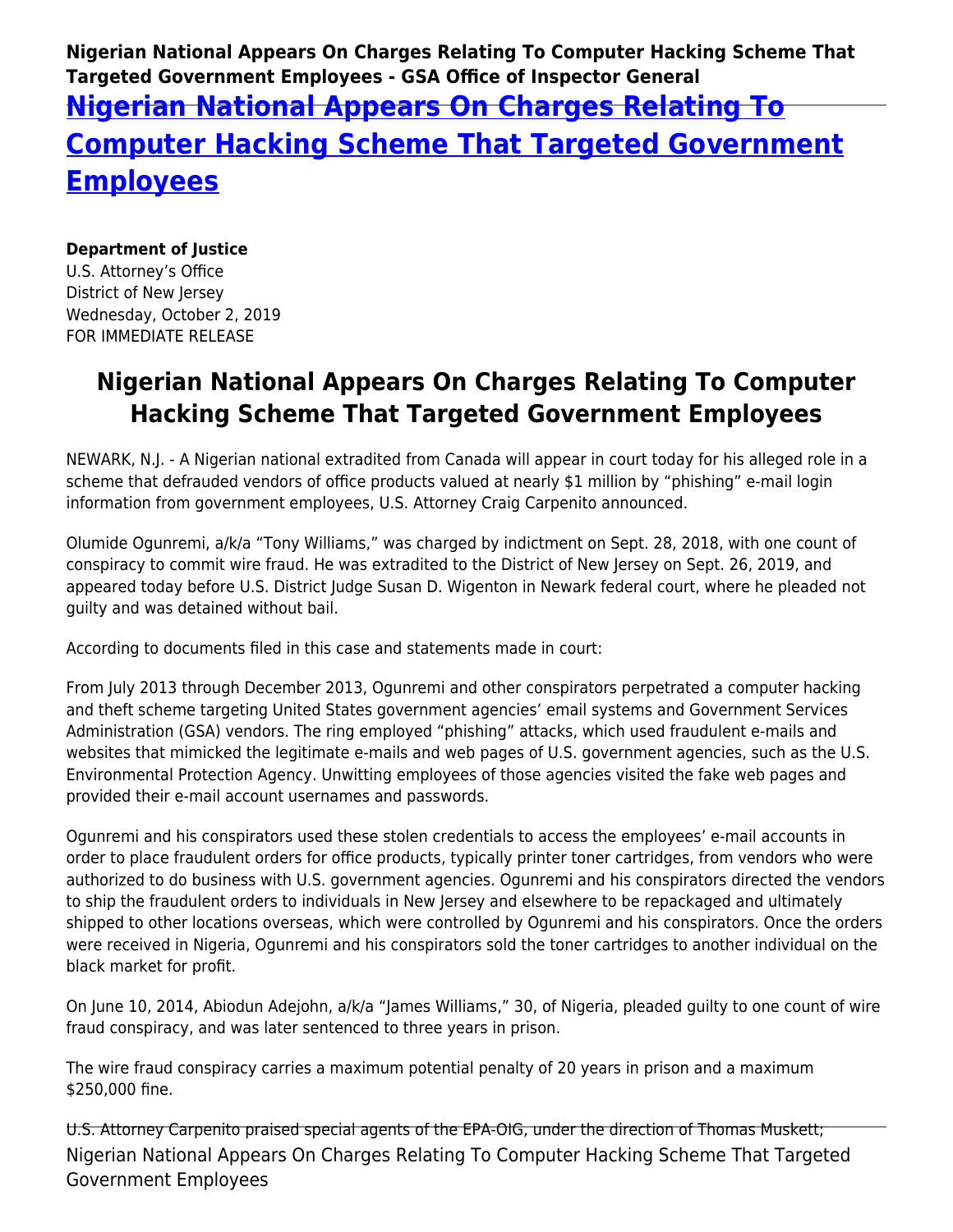**Nigerian National Appears On Charges Relating To Computer Hacking Scheme That Targeted Government Employees - GSA Office of Inspector General**

# [Nigerian National Appears On Charges Relating To Computer Hacking Scheme That Targeted Government Employees]

**Department of Justice**
U.S. Attorney's Office
District of New Jersey
Wednesday, October 2, 2019
FOR IMMEDIATE RELEASE

## Nigerian National Appears On Charges Relating To Computer Hacking Scheme That Targeted Government Employees

NEWARK, N.J. - A Nigerian national extradited from Canada will appear in court today for his alleged role in a scheme that defrauded vendors of office products valued at nearly $1 million by "phishing" e-mail login information from government employees, U.S. Attorney Craig Carpenito announced.

Olumide Ogunremi, a/k/a "Tony Williams," was charged by indictment on Sept. 28, 2018, with one count of conspiracy to commit wire fraud. He was extradited to the District of New Jersey on Sept. 26, 2019, and appeared today before U.S. District Judge Susan D. Wigenton in Newark federal court, where he pleaded not guilty and was detained without bail.

According to documents filed in this case and statements made in court:

From July 2013 through December 2013, Ogunremi and other conspirators perpetrated a computer hacking and theft scheme targeting United States government agencies' email systems and Government Services Administration (GSA) vendors. The ring employed "phishing" attacks, which used fraudulent e-mails and websites that mimicked the legitimate e-mails and web pages of U.S. government agencies, such as the U.S. Environmental Protection Agency. Unwitting employees of those agencies visited the fake web pages and provided their e-mail account usernames and passwords.

Ogunremi and his conspirators used these stolen credentials to access the employees' e-mail accounts in order to place fraudulent orders for office products, typically printer toner cartridges, from vendors who were authorized to do business with U.S. government agencies. Ogunremi and his conspirators directed the vendors to ship the fraudulent orders to individuals in New Jersey and elsewhere to be repackaged and ultimately shipped to other locations overseas, which were controlled by Ogunremi and his conspirators. Once the orders were received in Nigeria, Ogunremi and his conspirators sold the toner cartridges to another individual on the black market for profit.

On June 10, 2014, Abiodun Adejohn, a/k/a "James Williams," 30, of Nigeria, pleaded guilty to one count of wire fraud conspiracy, and was later sentenced to three years in prison.

The wire fraud conspiracy carries a maximum potential penalty of 20 years in prison and a maximum $250,000 fine.

U.S. Attorney Carpenito praised special agents of the EPA-OIG, under the direction of Thomas Muskett;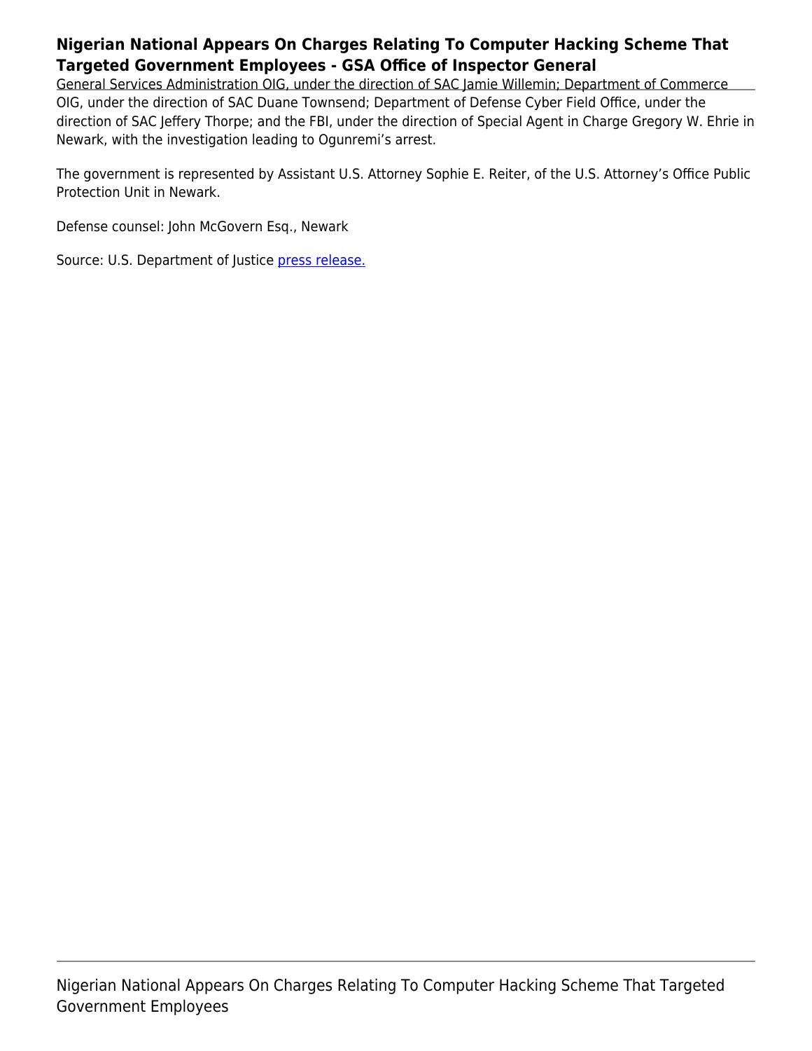General Services Administration OIG, under the direction of SAC Jamie Willemin; Department of Commerce OIG, under the direction of SAC Duane Townsend; Department of Defense Cyber Field Office, under the direction of SAC Jeffery Thorpe; and the FBI, under the direction of Special Agent in Charge Gregory W. Ehrie in Newark, with the investigation leading to Ogunremi's arrest.

The government is represented by Assistant U.S. Attorney Sophie E. Reiter, of the U.S. Attorney's Office Public Protection Unit in Newark.

Defense counsel: John McGovern Esq., Newark

Source: U.S. Department of Justice press release.